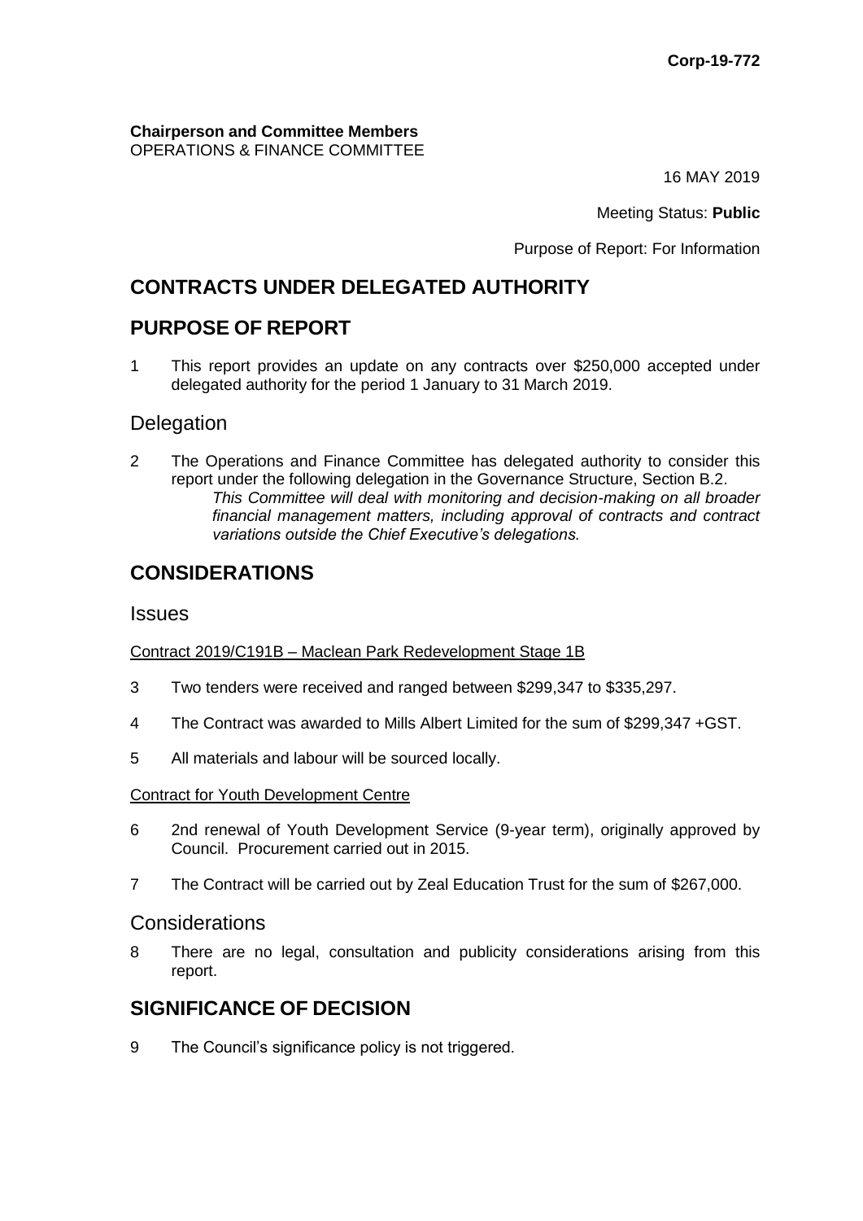**Corp-19-772**

**Chairperson and Committee Members**
OPERATIONS & FINANCE COMMITTEE

16 MAY 2019

Meeting Status: **Public**

Purpose of Report: For Information

# CONTRACTS UNDER DELEGATED AUTHORITY

## PURPOSE OF REPORT

1 This report provides an update on any contracts over $250,000 accepted under delegated authority for the period 1 January to 31 March 2019.

### Delegation

2 The Operations and Finance Committee has delegated authority to consider this report under the following delegation in the Governance Structure, Section B.2.

*This Committee will deal with monitoring and decision-making on all broader financial management matters, including approval of contracts and contract variations outside the Chief Executive's delegations.*

## CONSIDERATIONS

### Issues

Contract 2019/C191B – Maclean Park Redevelopment Stage 1B

3 Two tenders were received and ranged between $299,347 to $335,297.

4 The Contract was awarded to Mills Albert Limited for the sum of $299,347 +GST.

5 All materials and labour will be sourced locally.

Contract for Youth Development Centre

6 2nd renewal of Youth Development Service (9-year term), originally approved by Council. Procurement carried out in 2015.

7 The Contract will be carried out by Zeal Education Trust for the sum of $267,000.

### Considerations

8 There are no legal, consultation and publicity considerations arising from this report.

## SIGNIFICANCE OF DECISION

9 The Council's significance policy is not triggered.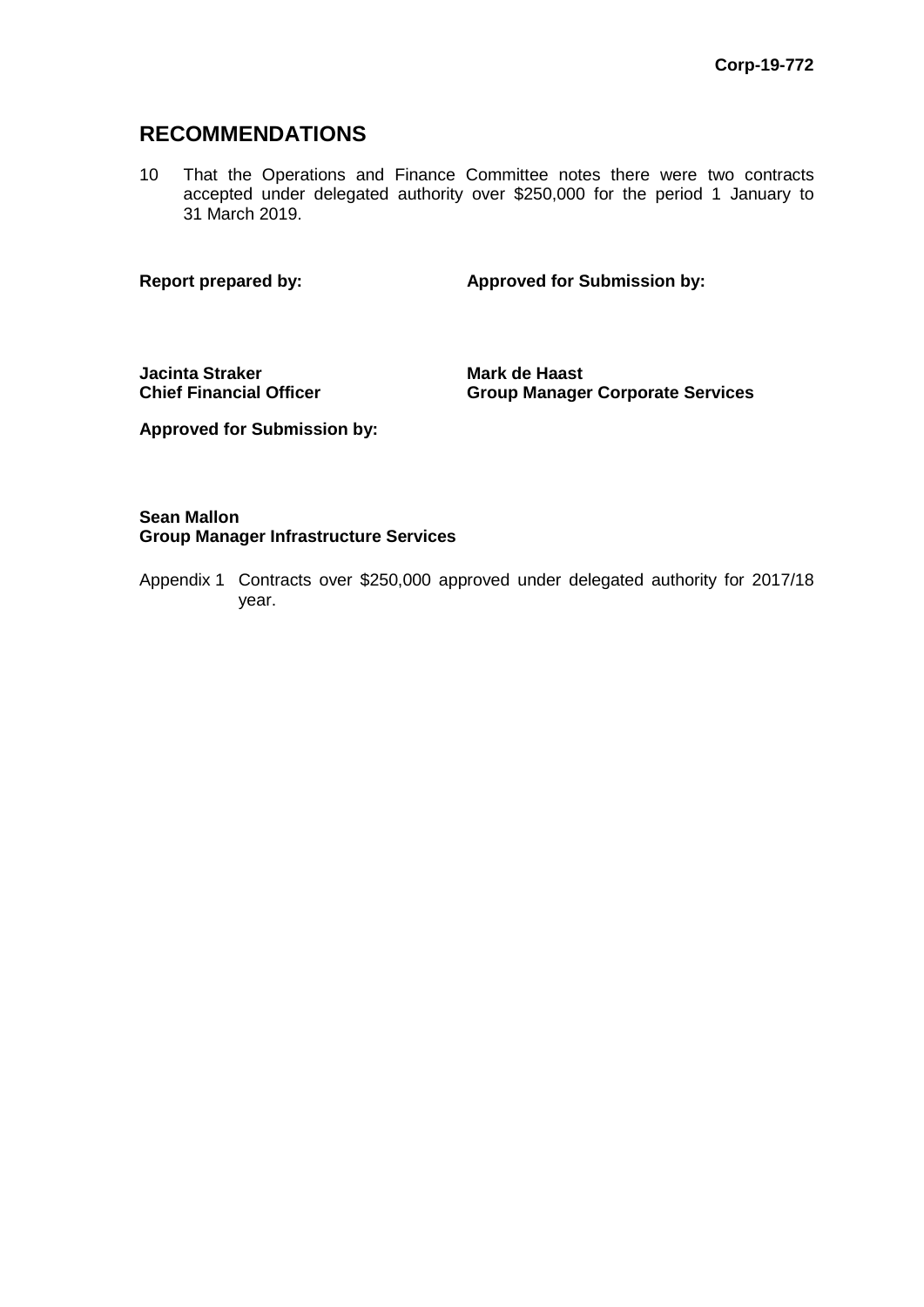## RECOMMENDATIONS

10 That the Operations and Finance Committee notes there were two contracts accepted under delegated authority over $250,000 for the period 1 January to 31 March 2019.

| **Report prepared by:** | **Approved for Submission by:** |
|---|---|
| **Jacinta Straker**<br>**Chief Financial Officer** | **Mark de Haast**<br>**Group Manager Corporate Services** |

**Approved for Submission by:**

**Sean Mallon**
**Group Manager Infrastructure Services**

Appendix 1 Contracts over $250,000 approved under delegated authority for 2017/18 year.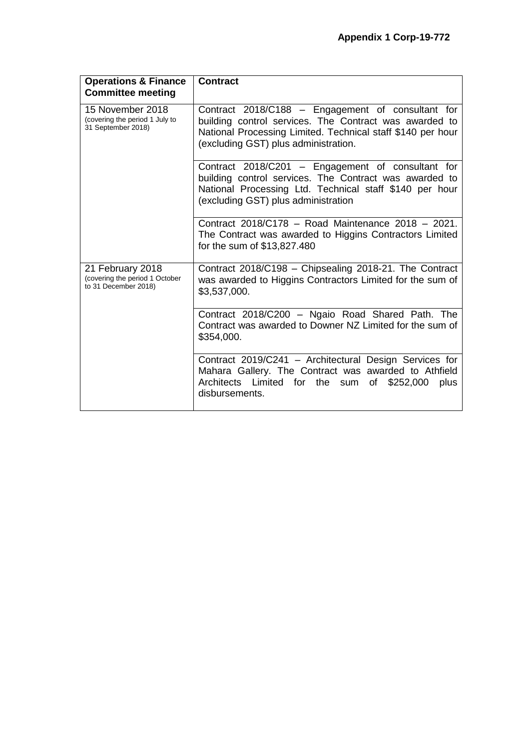**Appendix 1 Corp-19-772**

| **Operations & Finance Committee meeting** | **Contract** |
|---|---|
| 15 November 2018 (covering the period 1 July to 31 September 2018) | Contract 2018/C188 – Engagement of consultant for building control services. The Contract was awarded to National Processing Limited. Technical staff $140 per hour (excluding GST) plus administration. |
| | Contract 2018/C201 – Engagement of consultant for building control services. The Contract was awarded to National Processing Ltd. Technical staff $140 per hour (excluding GST) plus administration |
| | Contract 2018/C178 – Road Maintenance 2018 – 2021. The Contract was awarded to Higgins Contractors Limited for the sum of $13,827.480 |
| 21 February 2018 (covering the period 1 October to 31 December 2018) | Contract 2018/C198 – Chipsealing 2018-21. The Contract was awarded to Higgins Contractors Limited for the sum of $3,537,000. |
| | Contract 2018/C200 – Ngaio Road Shared Path. The Contract was awarded to Downer NZ Limited for the sum of $354,000. |
| | Contract 2019/C241 – Architectural Design Services for Mahara Gallery. The Contract was awarded to Athfield Architects Limited for the sum of $252,000 plus disbursements. |